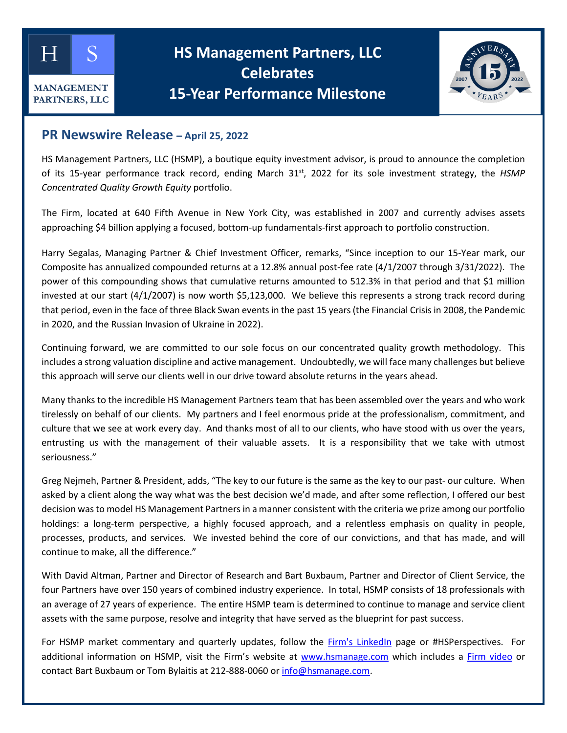# HS Management Partners, LLC Celebrates 15-Year Performance Milestone

## PR Newswire Release – April 25, 2022

HS Management Partners, LLC (HSMP), a boutique equity investment advisor, is proud to announce the completion of its 15-year performance track record, ending March 31st, 2022 for its sole investment strategy, the *HSMP Concentrated Quality Growth Equity* portfolio.

The Firm, located at 640 Fifth Avenue in New York City, was established in 2007 and currently advises assets approaching $4 billion applying a focused, bottom-up fundamentals-first approach to portfolio construction.

Harry Segalas, Managing Partner & Chief Investment Officer, remarks, "Since inception to our 15-Year mark, our Composite has annualized compounded returns at a 12.8% annual post-fee rate (4/1/2007 through 3/31/2022). The power of this compounding shows that cumulative returns amounted to 512.3% in that period and that $1 million invested at our start (4/1/2007) is now worth $5,123,000. We believe this represents a strong track record during that period, even in the face of three Black Swan events in the past 15 years (the Financial Crisis in 2008, the Pandemic in 2020, and the Russian Invasion of Ukraine in 2022).

Continuing forward, we are committed to our sole focus on our concentrated quality growth methodology. This includes a strong valuation discipline and active management. Undoubtedly, we will face many challenges but believe this approach will serve our clients well in our drive toward absolute returns in the years ahead.

Many thanks to the incredible HS Management Partners team that has been assembled over the years and who work tirelessly on behalf of our clients. My partners and I feel enormous pride at the professionalism, commitment, and culture that we see at work every day. And thanks most of all to our clients, who have stood with us over the years, entrusting us with the management of their valuable assets. It is a responsibility that we take with utmost seriousness."

Greg Nejmeh, Partner & President, adds, "The key to our future is the same as the key to our past- our culture. When asked by a client along the way what was the best decision we'd made, and after some reflection, I offered our best decision was to model HS Management Partners in a manner consistent with the criteria we prize among our portfolio holdings: a long-term perspective, a highly focused approach, and a relentless emphasis on quality in people, processes, products, and services. We invested behind the core of our convictions, and that has made, and will continue to make, all the difference."

With David Altman, Partner and Director of Research and Bart Buxbaum, Partner and Director of Client Service, the four Partners have over 150 years of combined industry experience. In total, HSMP consists of 18 professionals with an average of 27 years of experience. The entire HSMP team is determined to continue to manage and service client assets with the same purpose, resolve and integrity that have served as the blueprint for past success.

For HSMP market commentary and quarterly updates, follow the Firm's LinkedIn page or #HSPerspectives. For additional information on HSMP, visit the Firm's website at www.hsmanage.com which includes a Firm video or contact Bart Buxbaum or Tom Bylaitis at 212-888-0060 or info@hsmanage.com.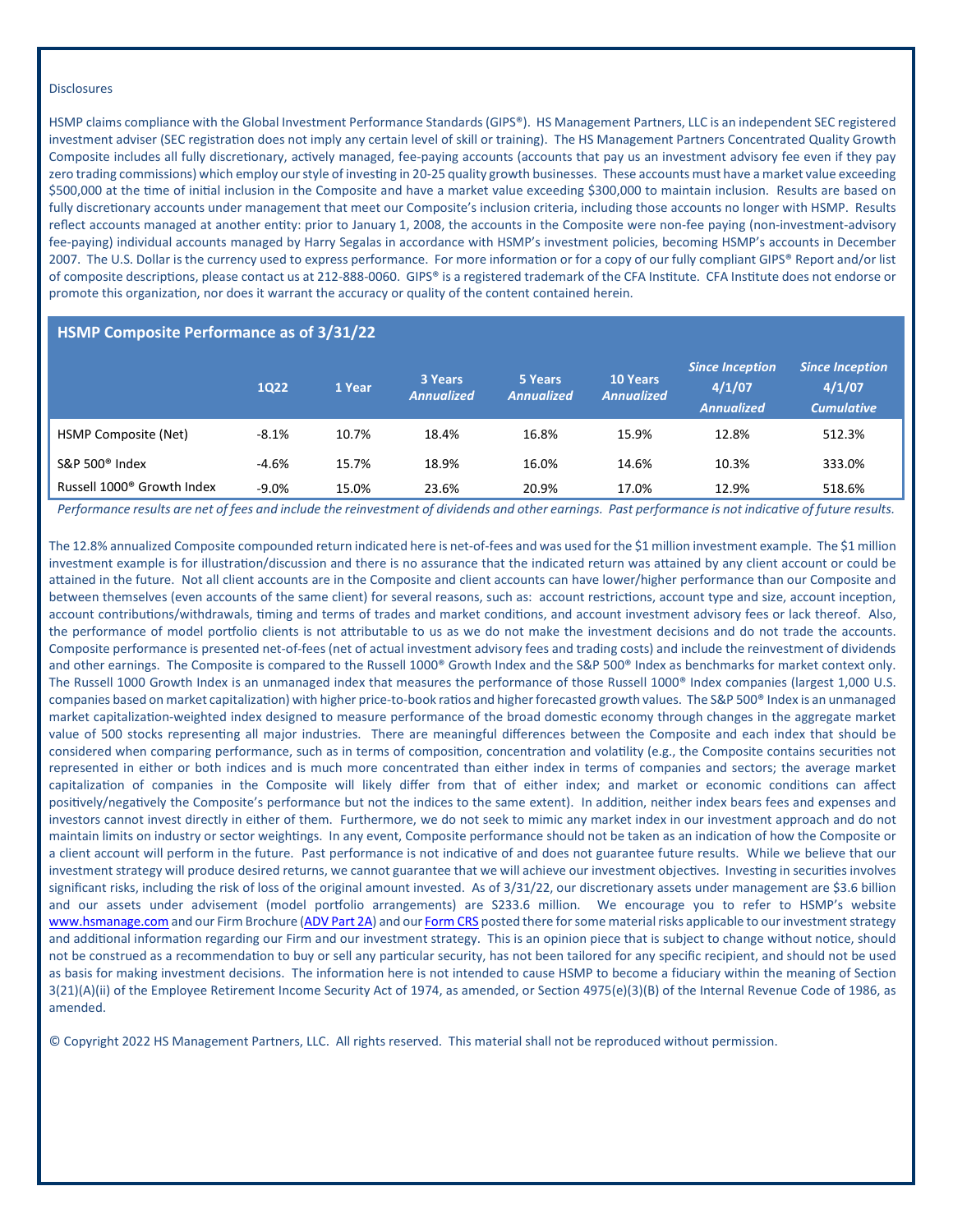Disclosures

HSMP claims compliance with the Global Investment Performance Standards (GIPS®). HS Management Partners, LLC is an independent SEC registered investment adviser (SEC registration does not imply any certain level of skill or training). The HS Management Partners Concentrated Quality Growth Composite includes all fully discretionary, actively managed, fee-paying accounts (accounts that pay us an investment advisory fee even if they pay zero trading commissions) which employ our style of investing in 20-25 quality growth businesses. These accounts must have a market value exceeding $500,000 at the time of initial inclusion in the Composite and have a market value exceeding $300,000 to maintain inclusion. Results are based on fully discretionary accounts under management that meet our Composite's inclusion criteria, including those accounts no longer with HSMP. Results reflect accounts managed at another entity: prior to January 1, 2008, the accounts in the Composite were non-fee paying (non-investment-advisory fee-paying) individual accounts managed by Harry Segalas in accordance with HSMP's investment policies, becoming HSMP's accounts in December 2007. The U.S. Dollar is the currency used to express performance. For more information or for a copy of our fully compliant GIPS® Report and/or list of composite descriptions, please contact us at 212-888-0060. GIPS® is a registered trademark of the CFA Institute. CFA Institute does not endorse or promote this organization, nor does it warrant the accuracy or quality of the content contained herein.

## HSMP Composite Performance as of 3/31/22

| | 1Q22 | 1 Year | 3 Years *Annualized* | 5 Years *Annualized* | 10 Years *Annualized* | *Since Inception 4/1/07 Annualized* | *Since Inception 4/1/07 Cumulative* |
|---|---|---|---|---|---|---|---|
| HSMP Composite (Net) | -8.1% | 10.7% | 18.4% | 16.8% | 15.9% | 12.8% | 512.3% |
| S&P 500® Index | -4.6% | 15.7% | 18.9% | 16.0% | 14.6% | 10.3% | 333.0% |
| Russell 1000® Growth Index | -9.0% | 15.0% | 23.6% | 20.9% | 17.0% | 12.9% | 518.6% |

*Performance results are net of fees and include the reinvestment of dividends and other earnings. Past performance is not indicative of future results.*

The 12.8% annualized Composite compounded return indicated here is net-of-fees and was used for the $1 million investment example. The $1 million investment example is for illustration/discussion and there is no assurance that the indicated return was attained by any client account or could be attained in the future. Not all client accounts are in the Composite and client accounts can have lower/higher performance than our Composite and between themselves (even accounts of the same client) for several reasons, such as: account restrictions, account type and size, account inception, account contributions/withdrawals, timing and terms of trades and market conditions, and account investment advisory fees or lack thereof. Also, the performance of model portfolio clients is not attributable to us as we do not make the investment decisions and do not trade the accounts. Composite performance is presented net-of-fees (net of actual investment advisory fees and trading costs) and include the reinvestment of dividends and other earnings. The Composite is compared to the Russell 1000® Growth Index and the S&P 500® Index as benchmarks for market context only. The Russell 1000 Growth Index is an unmanaged index that measures the performance of those Russell 1000® Index companies (largest 1,000 U.S. companies based on market capitalization) with higher price-to-book ratios and higher forecasted growth values. The S&P 500® Index is an unmanaged market capitalization-weighted index designed to measure performance of the broad domestic economy through changes in the aggregate market value of 500 stocks representing all major industries. There are meaningful differences between the Composite and each index that should be considered when comparing performance, such as in terms of composition, concentration and volatility (e.g., the Composite contains securities not represented in either or both indices and is much more concentrated than either index in terms of companies and sectors; the average market capitalization of companies in the Composite will likely differ from that of either index; and market or economic conditions can affect positively/negatively the Composite's performance but not the indices to the same extent). In addition, neither index bears fees and expenses and investors cannot invest directly in either of them. Furthermore, we do not seek to mimic any market index in our investment approach and do not maintain limits on industry or sector weightings. In any event, Composite performance should not be taken as an indication of how the Composite or a client account will perform in the future. Past performance is not indicative of and does not guarantee future results. While we believe that our investment strategy will produce desired returns, we cannot guarantee that we will achieve our investment objectives. Investing in securities involves significant risks, including the risk of loss of the original amount invested. As of 3/31/22, our discretionary assets under management are $3.6 billion and our assets under advisement (model portfolio arrangements) are S233.6 million. We encourage you to refer to HSMP's website www.hsmanage.com and our Firm Brochure (ADV Part 2A) and our Form CRS posted there for some material risks applicable to our investment strategy and additional information regarding our Firm and our investment strategy. This is an opinion piece that is subject to change without notice, should not be construed as a recommendation to buy or sell any particular security, has not been tailored for any specific recipient, and should not be used as basis for making investment decisions. The information here is not intended to cause HSMP to become a fiduciary within the meaning of Section 3(21)(A)(ii) of the Employee Retirement Income Security Act of 1974, as amended, or Section 4975(e)(3)(B) of the Internal Revenue Code of 1986, as amended.

© Copyright 2022 HS Management Partners, LLC. All rights reserved. This material shall not be reproduced without permission.